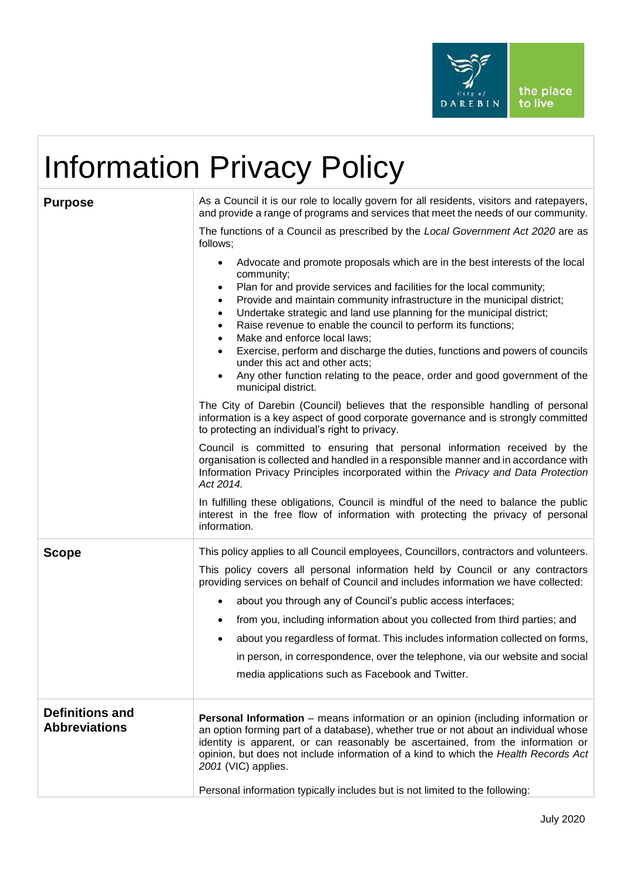# Information Privacy Policy

| | |
|---|---|
| **Purpose** | As a Council it is our role to locally govern for all residents, visitors and ratepayers, and provide a range of programs and services that meet the needs of our community.<br><br>The functions of a Council as prescribed by the *Local Government Act 2020* are as follows;<br><br>• Advocate and promote proposals which are in the best interests of the local community;<br>• Plan for and provide services and facilities for the local community;<br>• Provide and maintain community infrastructure in the municipal district;<br>• Undertake strategic and land use planning for the municipal district;<br>• Raise revenue to enable the council to perform its functions;<br>• Make and enforce local laws;<br>• Exercise, perform and discharge the duties, functions and powers of councils under this act and other acts;<br>• Any other function relating to the peace, order and good government of the municipal district.<br><br>The City of Darebin (Council) believes that the responsible handling of personal information is a key aspect of good corporate governance and is strongly committed to protecting an individual's right to privacy.<br><br>Council is committed to ensuring that personal information received by the organisation is collected and handled in a responsible manner and in accordance with Information Privacy Principles incorporated within the *Privacy and Data Protection Act 2014.*<br><br>In fulfilling these obligations, Council is mindful of the need to balance the public interest in the free flow of information with protecting the privacy of personal information. |
| **Scope** | This policy applies to all Council employees, Councillors, contractors and volunteers.<br><br>This policy covers all personal information held by Council or any contractors providing services on behalf of Council and includes information we have collected:<br><br>• about you through any of Council's public access interfaces;<br>• from you, including information about you collected from third parties; and<br>• about you regardless of format. This includes information collected on forms, in person, in correspondence, over the telephone, via our website and social media applications such as Facebook and Twitter. |
| **Definitions and Abbreviations** | **Personal Information** – means information or an opinion (including information or an option forming part of a database), whether true or not about an individual whose identity is apparent, or can reasonably be ascertained, from the information or opinion, but does not include information of a kind to which the *Health Records Act 2001* (VIC) applies.<br><br>Personal information typically includes but is not limited to the following: |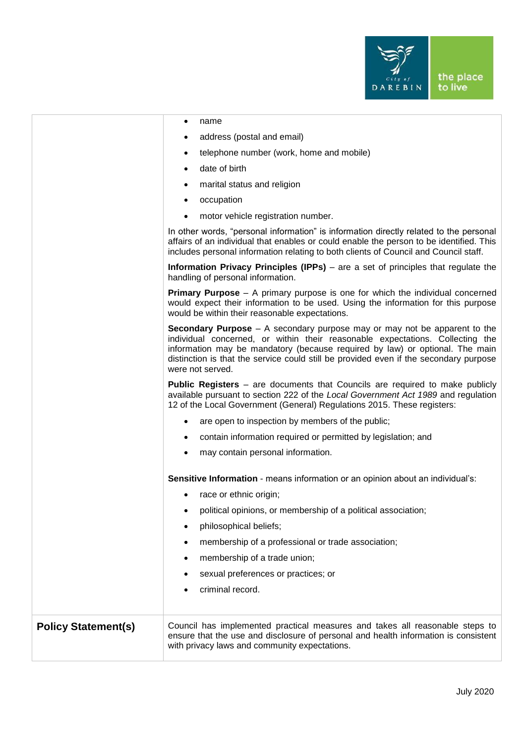| | |
|---|---|
| | • name<br>• address (postal and email)<br>• telephone number (work, home and mobile)<br>• date of birth<br>• marital status and religion<br>• occupation<br>• motor vehicle registration number.<br><br>In other words, "personal information" is information directly related to the personal affairs of an individual that enables or could enable the person to be identified. This includes personal information relating to both clients of Council and Council staff.<br><br>**Information Privacy Principles (IPPs)** – are a set of principles that regulate the handling of personal information.<br><br>**Primary Purpose** – A primary purpose is one for which the individual concerned would expect their information to be used. Using the information for this purpose would be within their reasonable expectations.<br><br>**Secondary Purpose** – A secondary purpose may or may not be apparent to the individual concerned, or within their reasonable expectations. Collecting the information may be mandatory (because required by law) or optional. The main distinction is that the service could still be provided even if the secondary purpose were not served.<br><br>**Public Registers** – are documents that Councils are required to make publicly available pursuant to section 222 of the *Local Government Act 1989* and regulation 12 of the Local Government (General) Regulations 2015. These registers:<br>• are open to inspection by members of the public;<br>• contain information required or permitted by legislation; and<br>• may contain personal information.<br><br>**Sensitive Information** - means information or an opinion about an individual's:<br>• race or ethnic origin;<br>• political opinions, or membership of a political association;<br>• philosophical beliefs;<br>• membership of a professional or trade association;<br>• membership of a trade union;<br>• sexual preferences or practices; or<br>• criminal record. |
| **Policy Statement(s)** | Council has implemented practical measures and takes all reasonable steps to ensure that the use and disclosure of personal and health information is consistent with privacy laws and community expectations. |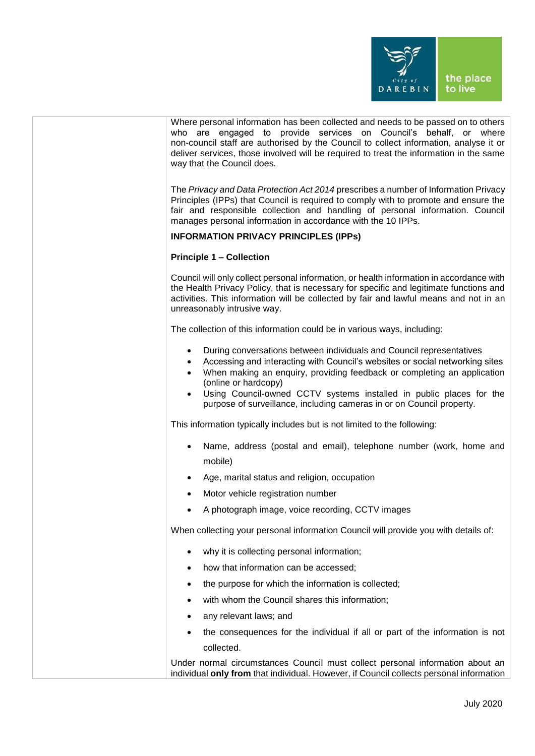Where personal information has been collected and needs to be passed on to others who are engaged to provide services on Council's behalf, or where non-council staff are authorised by the Council to collect information, analyse it or deliver services, those involved will be required to treat the information in the same way that the Council does.

The *Privacy and Data Protection Act 2014* prescribes a number of Information Privacy Principles (IPPs) that Council is required to comply with to promote and ensure the fair and responsible collection and handling of personal information. Council manages personal information in accordance with the 10 IPPs.

**INFORMATION PRIVACY PRINCIPLES (IPPs)**

**Principle 1 – Collection**

Council will only collect personal information, or health information in accordance with the Health Privacy Policy, that is necessary for specific and legitimate functions and activities. This information will be collected by fair and lawful means and not in an unreasonably intrusive way.

The collection of this information could be in various ways, including:

- During conversations between individuals and Council representatives
- Accessing and interacting with Council's websites or social networking sites
- When making an enquiry, providing feedback or completing an application (online or hardcopy)
- Using Council-owned CCTV systems installed in public places for the purpose of surveillance, including cameras in or on Council property.

This information typically includes but is not limited to the following:

- Name, address (postal and email), telephone number (work, home and mobile)
- Age, marital status and religion, occupation
- Motor vehicle registration number
- A photograph image, voice recording, CCTV images

When collecting your personal information Council will provide you with details of:

- why it is collecting personal information;
- how that information can be accessed;
- the purpose for which the information is collected;
- with whom the Council shares this information;
- any relevant laws; and
- the consequences for the individual if all or part of the information is not collected.

Under normal circumstances Council must collect personal information about an individual **only from** that individual. However, if Council collects personal information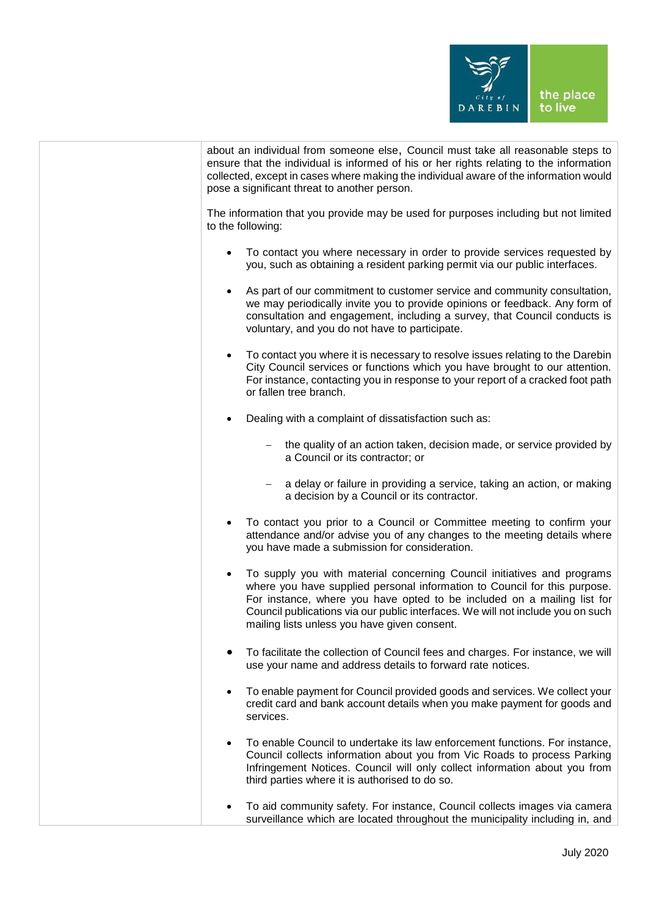about an individual from someone else, Council must take all reasonable steps to ensure that the individual is informed of his or her rights relating to the information collected, except in cases where making the individual aware of the information would pose a significant threat to another person.

The information that you provide may be used for purposes including but not limited to the following:

- To contact you where necessary in order to provide services requested by you, such as obtaining a resident parking permit via our public interfaces.

- As part of our commitment to customer service and community consultation, we may periodically invite you to provide opinions or feedback. Any form of consultation and engagement, including a survey, that Council conducts is voluntary, and you do not have to participate.

- To contact you where it is necessary to resolve issues relating to the Darebin City Council services or functions which you have brought to our attention. For instance, contacting you in response to your report of a cracked foot path or fallen tree branch.

- Dealing with a complaint of dissatisfaction such as:

  - the quality of an action taken, decision made, or service provided by a Council or its contractor; or

  - a delay or failure in providing a service, taking an action, or making a decision by a Council or its contractor.

- To contact you prior to a Council or Committee meeting to confirm your attendance and/or advise you of any changes to the meeting details where you have made a submission for consideration.

- To supply you with material concerning Council initiatives and programs where you have supplied personal information to Council for this purpose. For instance, where you have opted to be included on a mailing list for Council publications via our public interfaces. We will not include you on such mailing lists unless you have given consent.

- To facilitate the collection of Council fees and charges. For instance, we will use your name and address details to forward rate notices.

- To enable payment for Council provided goods and services. We collect your credit card and bank account details when you make payment for goods and services.

- To enable Council to undertake its law enforcement functions. For instance, Council collects information about you from Vic Roads to process Parking Infringement Notices. Council will only collect information about you from third parties where it is authorised to do so.

- To aid community safety. For instance, Council collects images via camera surveillance which are located throughout the municipality including in, and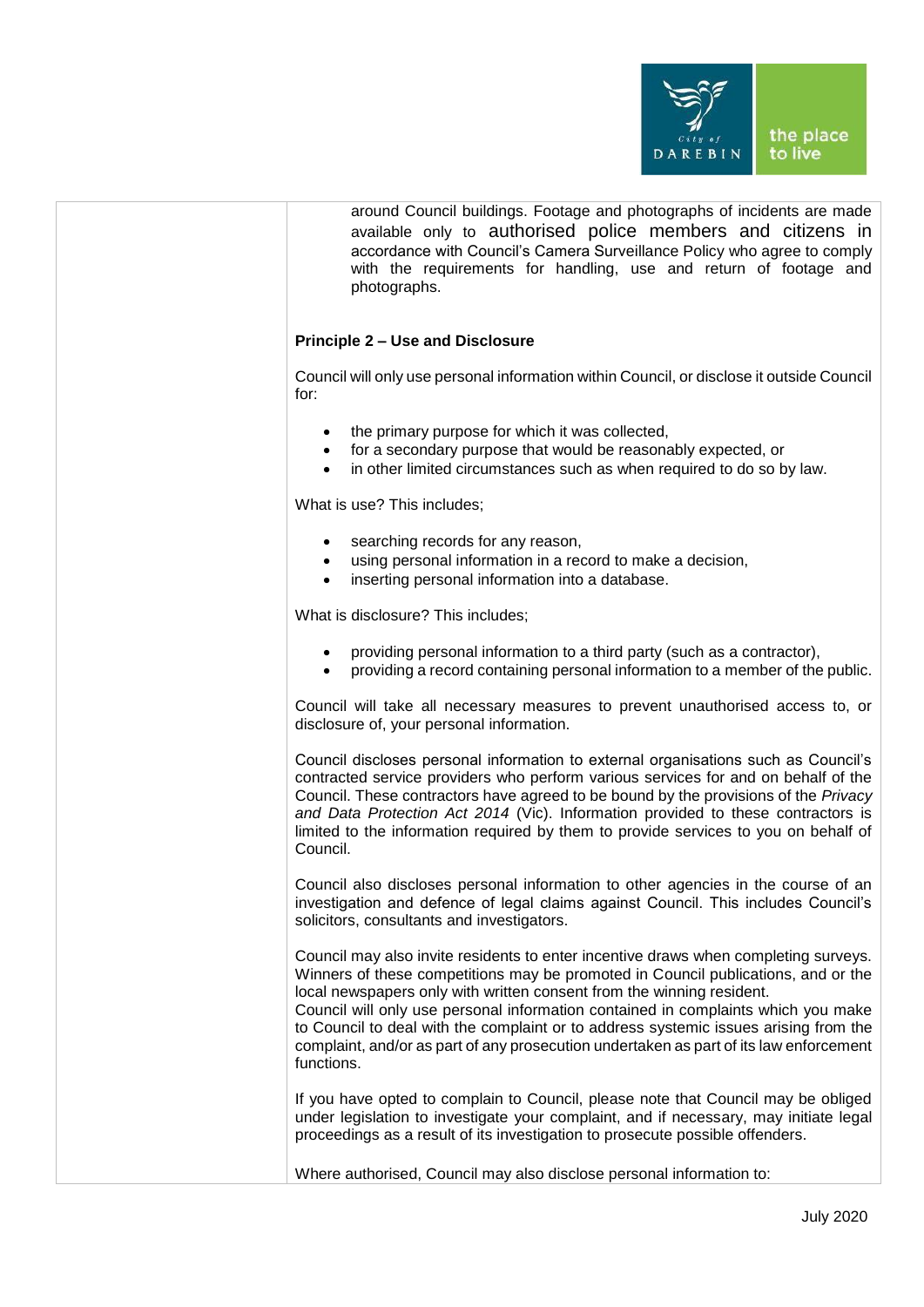around Council buildings. Footage and photographs of incidents are made available only to authorised police members and citizens in accordance with Council's Camera Surveillance Policy who agree to comply with the requirements for handling, use and return of footage and photographs.

**Principle 2 – Use and Disclosure**

Council will only use personal information within Council, or disclose it outside Council for:

- the primary purpose for which it was collected,
- for a secondary purpose that would be reasonably expected, or
- in other limited circumstances such as when required to do so by law.

What is use? This includes;

- searching records for any reason,
- using personal information in a record to make a decision,
- inserting personal information into a database.

What is disclosure? This includes;

- providing personal information to a third party (such as a contractor),
- providing a record containing personal information to a member of the public.

Council will take all necessary measures to prevent unauthorised access to, or disclosure of, your personal information.

Council discloses personal information to external organisations such as Council's contracted service providers who perform various services for and on behalf of the Council. These contractors have agreed to be bound by the provisions of the *Privacy and Data Protection Act 2014* (Vic). Information provided to these contractors is limited to the information required by them to provide services to you on behalf of Council.

Council also discloses personal information to other agencies in the course of an investigation and defence of legal claims against Council. This includes Council's solicitors, consultants and investigators.

Council may also invite residents to enter incentive draws when completing surveys. Winners of these competitions may be promoted in Council publications, and or the local newspapers only with written consent from the winning resident.
Council will only use personal information contained in complaints which you make to Council to deal with the complaint or to address systemic issues arising from the complaint, and/or as part of any prosecution undertaken as part of its law enforcement functions.

If you have opted to complain to Council, please note that Council may be obliged under legislation to investigate your complaint, and if necessary, may initiate legal proceedings as a result of its investigation to prosecute possible offenders.

Where authorised, Council may also disclose personal information to: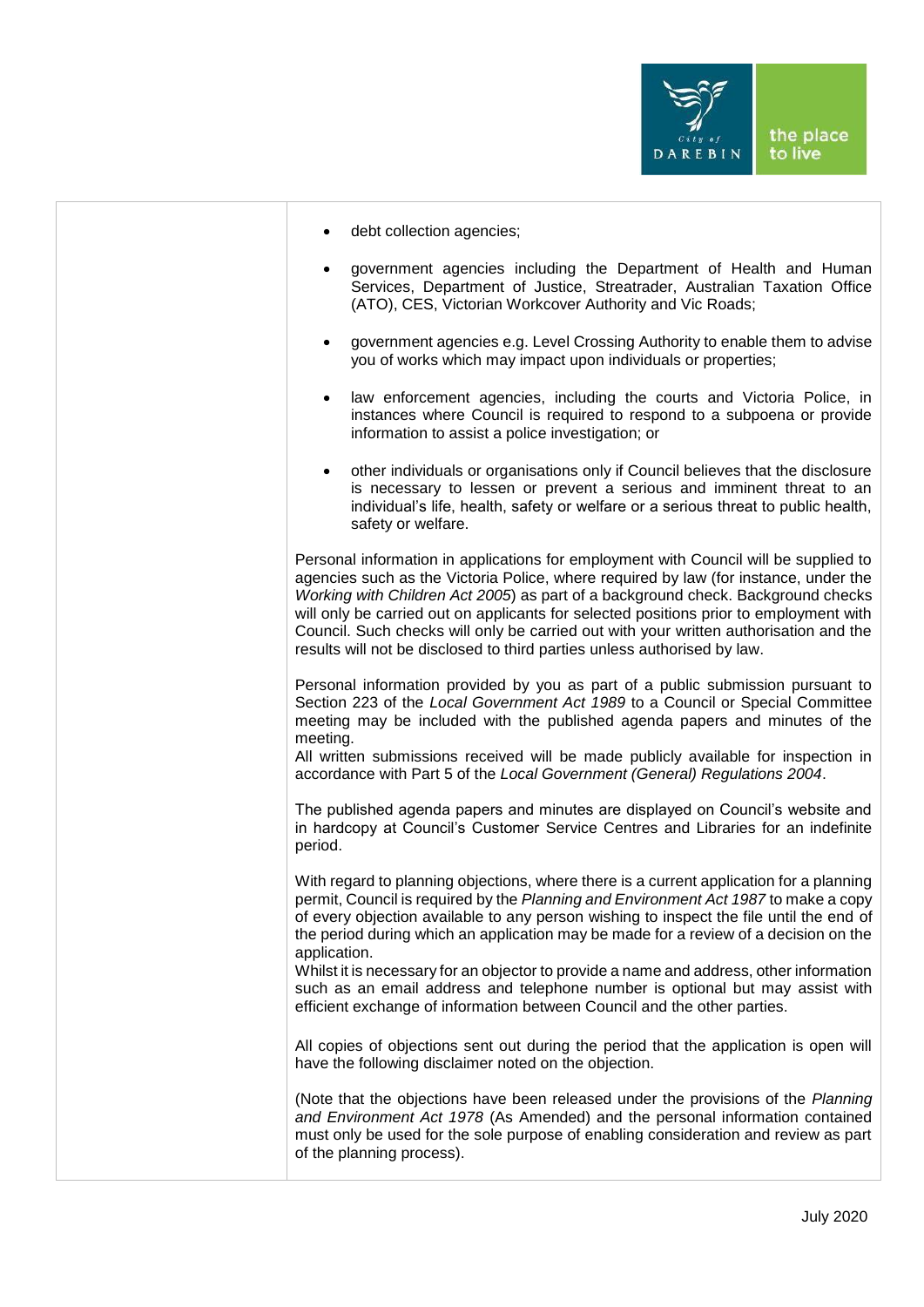- debt collection agencies;
- government agencies including the Department of Health and Human Services, Department of Justice, Streatrader, Australian Taxation Office (ATO), CES, Victorian Workcover Authority and Vic Roads;
- government agencies e.g. Level Crossing Authority to enable them to advise you of works which may impact upon individuals or properties;
- law enforcement agencies, including the courts and Victoria Police, in instances where Council is required to respond to a subpoena or provide information to assist a police investigation; or
- other individuals or organisations only if Council believes that the disclosure is necessary to lessen or prevent a serious and imminent threat to an individual's life, health, safety or welfare or a serious threat to public health, safety or welfare.

Personal information in applications for employment with Council will be supplied to agencies such as the Victoria Police, where required by law (for instance, under the *Working with Children Act 2005*) as part of a background check. Background checks will only be carried out on applicants for selected positions prior to employment with Council. Such checks will only be carried out with your written authorisation and the results will not be disclosed to third parties unless authorised by law.

Personal information provided by you as part of a public submission pursuant to Section 223 of the *Local Government Act 1989* to a Council or Special Committee meeting may be included with the published agenda papers and minutes of the meeting.
All written submissions received will be made publicly available for inspection in accordance with Part 5 of the *Local Government (General) Regulations 2004*.

The published agenda papers and minutes are displayed on Council's website and in hardcopy at Council's Customer Service Centres and Libraries for an indefinite period.

With regard to planning objections, where there is a current application for a planning permit, Council is required by the *Planning and Environment Act 1987* to make a copy of every objection available to any person wishing to inspect the file until the end of the period during which an application may be made for a review of a decision on the application.
Whilst it is necessary for an objector to provide a name and address, other information such as an email address and telephone number is optional but may assist with efficient exchange of information between Council and the other parties.

All copies of objections sent out during the period that the application is open will have the following disclaimer noted on the objection.

(Note that the objections have been released under the provisions of the *Planning and Environment Act 1978* (As Amended) and the personal information contained must only be used for the sole purpose of enabling consideration and review as part of the planning process).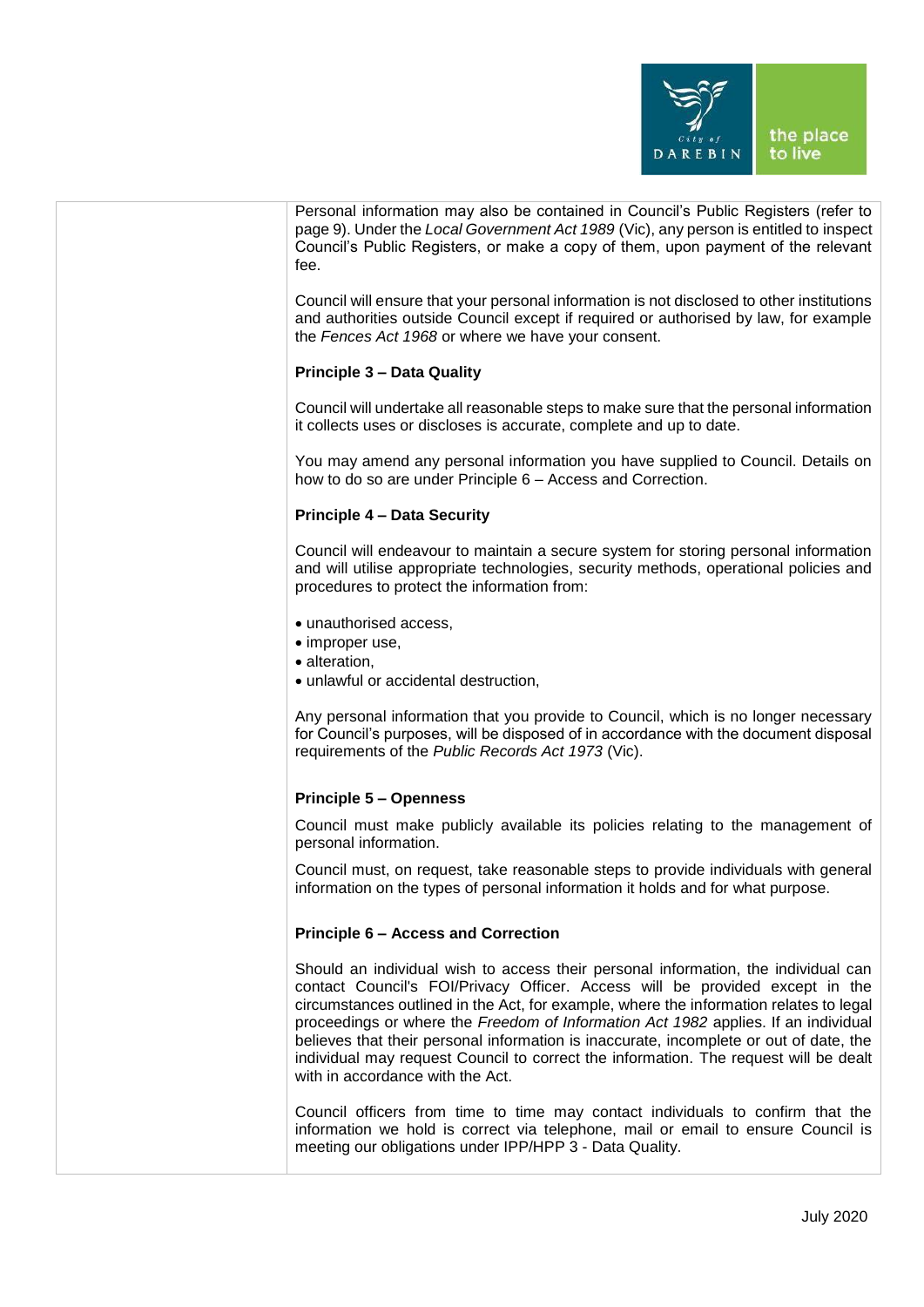Personal information may also be contained in Council's Public Registers (refer to page 9). Under the *Local Government Act 1989* (Vic), any person is entitled to inspect Council's Public Registers, or make a copy of them, upon payment of the relevant fee.

Council will ensure that your personal information is not disclosed to other institutions and authorities outside Council except if required or authorised by law, for example the *Fences Act 1968* or where we have your consent.

**Principle 3 – Data Quality**

Council will undertake all reasonable steps to make sure that the personal information it collects uses or discloses is accurate, complete and up to date.

You may amend any personal information you have supplied to Council. Details on how to do so are under Principle 6 – Access and Correction.

**Principle 4 – Data Security**

Council will endeavour to maintain a secure system for storing personal information and will utilise appropriate technologies, security methods, operational policies and procedures to protect the information from:

- unauthorised access,
- improper use,
- alteration,
- unlawful or accidental destruction,

Any personal information that you provide to Council, which is no longer necessary for Council's purposes, will be disposed of in accordance with the document disposal requirements of the *Public Records Act 1973* (Vic).

**Principle 5 – Openness**

Council must make publicly available its policies relating to the management of personal information.

Council must, on request, take reasonable steps to provide individuals with general information on the types of personal information it holds and for what purpose.

**Principle 6 – Access and Correction**

Should an individual wish to access their personal information, the individual can contact Council's FOI/Privacy Officer. Access will be provided except in the circumstances outlined in the Act, for example, where the information relates to legal proceedings or where the *Freedom of Information Act 1982* applies. If an individual believes that their personal information is inaccurate, incomplete or out of date, the individual may request Council to correct the information. The request will be dealt with in accordance with the Act.

Council officers from time to time may contact individuals to confirm that the information we hold is correct via telephone, mail or email to ensure Council is meeting our obligations under IPP/HPP 3 - Data Quality.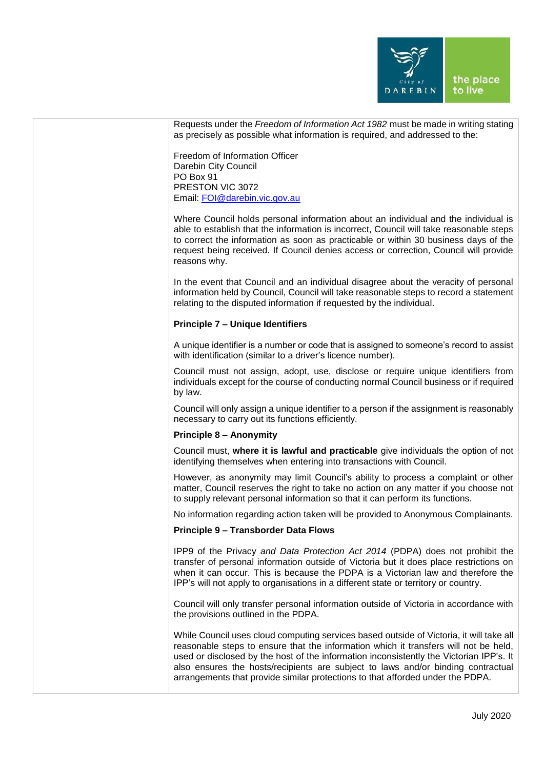Requests under the *Freedom of Information Act 1982* must be made in writing stating as precisely as possible what information is required, and addressed to the:

Freedom of Information Officer
Darebin City Council
PO Box 91
PRESTON VIC 3072
Email: FOI@darebin.vic.gov.au

Where Council holds personal information about an individual and the individual is able to establish that the information is incorrect, Council will take reasonable steps to correct the information as soon as practicable or within 30 business days of the request being received. If Council denies access or correction, Council will provide reasons why.

In the event that Council and an individual disagree about the veracity of personal information held by Council, Council will take reasonable steps to record a statement relating to the disputed information if requested by the individual.

**Principle 7 – Unique Identifiers**

A unique identifier is a number or code that is assigned to someone's record to assist with identification (similar to a driver's licence number).

Council must not assign, adopt, use, disclose or require unique identifiers from individuals except for the course of conducting normal Council business or if required by law.

Council will only assign a unique identifier to a person if the assignment is reasonably necessary to carry out its functions efficiently.

**Principle 8 – Anonymity**

Council must, **where it is lawful and practicable** give individuals the option of not identifying themselves when entering into transactions with Council.

However, as anonymity may limit Council's ability to process a complaint or other matter, Council reserves the right to take no action on any matter if you choose not to supply relevant personal information so that it can perform its functions.

No information regarding action taken will be provided to Anonymous Complainants.

**Principle 9 – Transborder Data Flows**

IPP9 of the Privacy *and Data Protection Act 2014* (PDPA) does not prohibit the transfer of personal information outside of Victoria but it does place restrictions on when it can occur. This is because the PDPA is a Victorian law and therefore the IPP's will not apply to organisations in a different state or territory or country.

Council will only transfer personal information outside of Victoria in accordance with the provisions outlined in the PDPA.

While Council uses cloud computing services based outside of Victoria, it will take all reasonable steps to ensure that the information which it transfers will not be held, used or disclosed by the host of the information inconsistently the Victorian IPP's. It also ensures the hosts/recipients are subject to laws and/or binding contractual arrangements that provide similar protections to that afforded under the PDPA.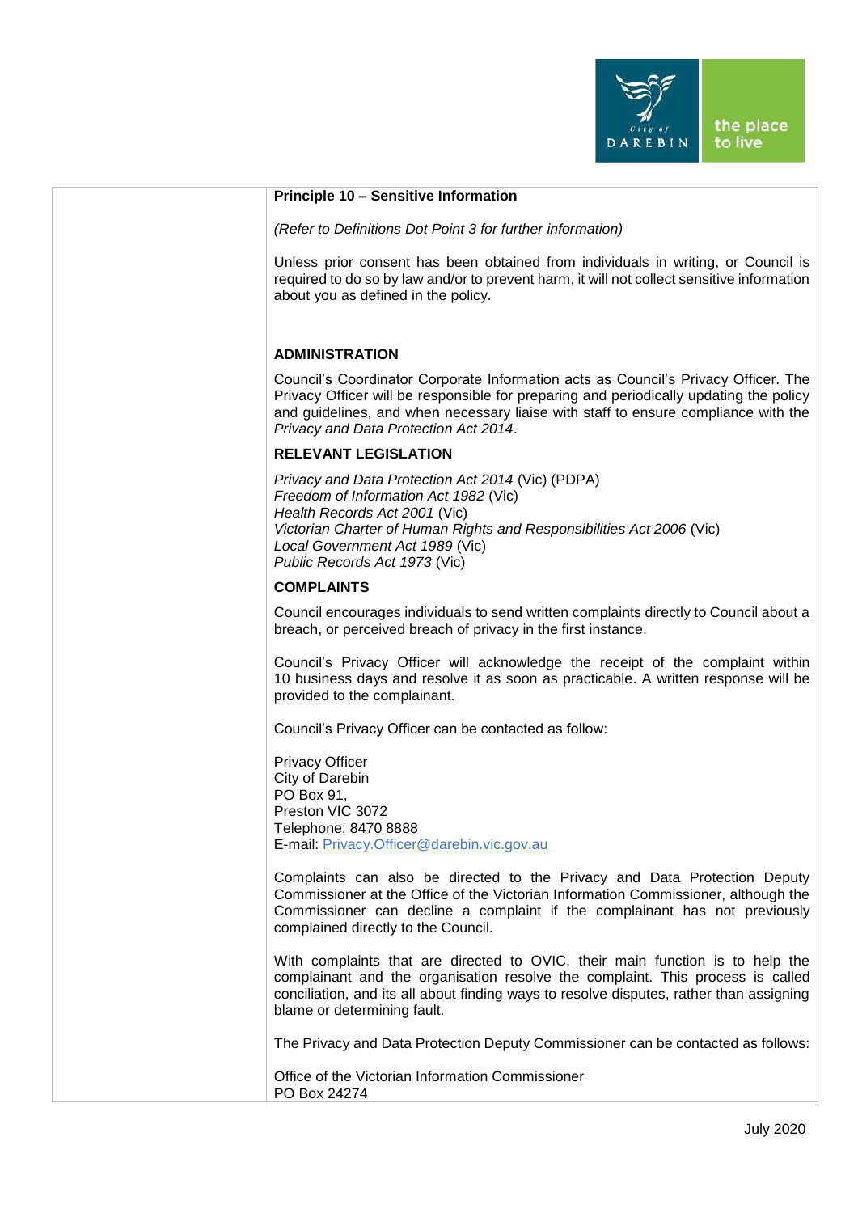**Principle 10 – Sensitive Information**

*(Refer to Definitions Dot Point 3 for further information)*

Unless prior consent has been obtained from individuals in writing, or Council is required to do so by law and/or to prevent harm, it will not collect sensitive information about you as defined in the policy.

## ADMINISTRATION

Council's Coordinator Corporate Information acts as Council's Privacy Officer. The Privacy Officer will be responsible for preparing and periodically updating the policy and guidelines, and when necessary liaise with staff to ensure compliance with the *Privacy and Data Protection Act 2014*.

## RELEVANT LEGISLATION

*Privacy and Data Protection Act 2014* (Vic) (PDPA)
*Freedom of Information Act 1982* (Vic)
*Health Records Act 2001* (Vic)
*Victorian Charter of Human Rights and Responsibilities Act 2006* (Vic)
*Local Government Act 1989* (Vic)
*Public Records Act 1973* (Vic)

## COMPLAINTS

Council encourages individuals to send written complaints directly to Council about a breach, or perceived breach of privacy in the first instance.

Council's Privacy Officer will acknowledge the receipt of the complaint within 10 business days and resolve it as soon as practicable. A written response will be provided to the complainant.

Council's Privacy Officer can be contacted as follow:

Privacy Officer
City of Darebin
PO Box 91,
Preston VIC 3072
Telephone: 8470 8888
E-mail: Privacy.Officer@darebin.vic.gov.au

Complaints can also be directed to the Privacy and Data Protection Deputy Commissioner at the Office of the Victorian Information Commissioner, although the Commissioner can decline a complaint if the complainant has not previously complained directly to the Council.

With complaints that are directed to OVIC, their main function is to help the complainant and the organisation resolve the complaint. This process is called conciliation, and its all about finding ways to resolve disputes, rather than assigning blame or determining fault.

The Privacy and Data Protection Deputy Commissioner can be contacted as follows:

Office of the Victorian Information Commissioner
PO Box 24274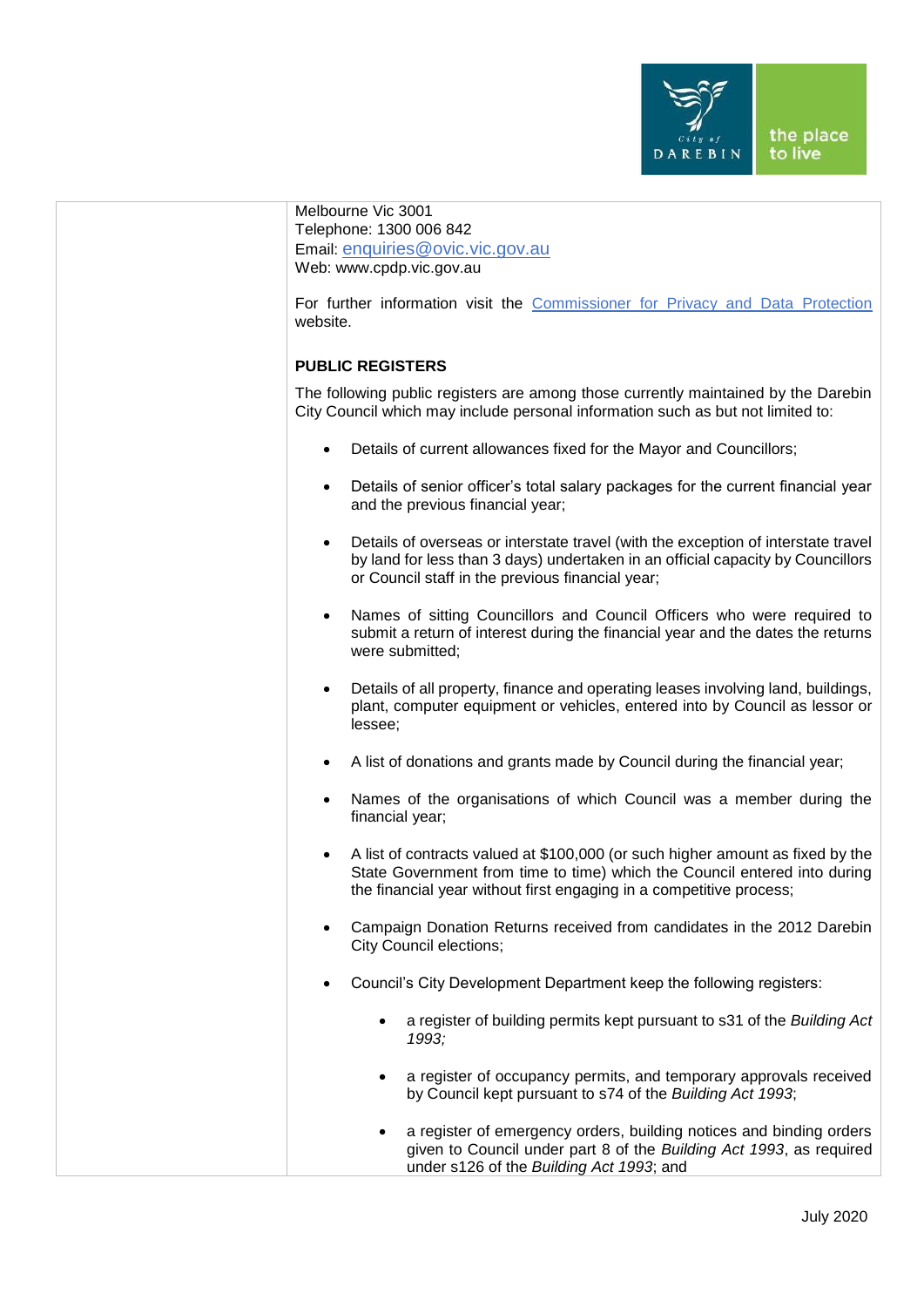Melbourne Vic 3001
Telephone: 1300 006 842
Email: enquiries@ovic.vic.gov.au
Web: www.cpdp.vic.gov.au

For further information visit the Commissioner for Privacy and Data Protection website.

**PUBLIC REGISTERS**

The following public registers are among those currently maintained by the Darebin City Council which may include personal information such as but not limited to:

- Details of current allowances fixed for the Mayor and Councillors;
- Details of senior officer's total salary packages for the current financial year and the previous financial year;
- Details of overseas or interstate travel (with the exception of interstate travel by land for less than 3 days) undertaken in an official capacity by Councillors or Council staff in the previous financial year;
- Names of sitting Councillors and Council Officers who were required to submit a return of interest during the financial year and the dates the returns were submitted;
- Details of all property, finance and operating leases involving land, buildings, plant, computer equipment or vehicles, entered into by Council as lessor or lessee;
- A list of donations and grants made by Council during the financial year;
- Names of the organisations of which Council was a member during the financial year;
- A list of contracts valued at $100,000 (or such higher amount as fixed by the State Government from time to time) which the Council entered into during the financial year without first engaging in a competitive process;
- Campaign Donation Returns received from candidates in the 2012 Darebin City Council elections;
- Council's City Development Department keep the following registers:
  - a register of building permits kept pursuant to s31 of the *Building Act 1993;*
  - a register of occupancy permits, and temporary approvals received by Council kept pursuant to s74 of the *Building Act 1993*;
  - a register of emergency orders, building notices and binding orders given to Council under part 8 of the *Building Act 1993*, as required under s126 of the *Building Act 1993*; and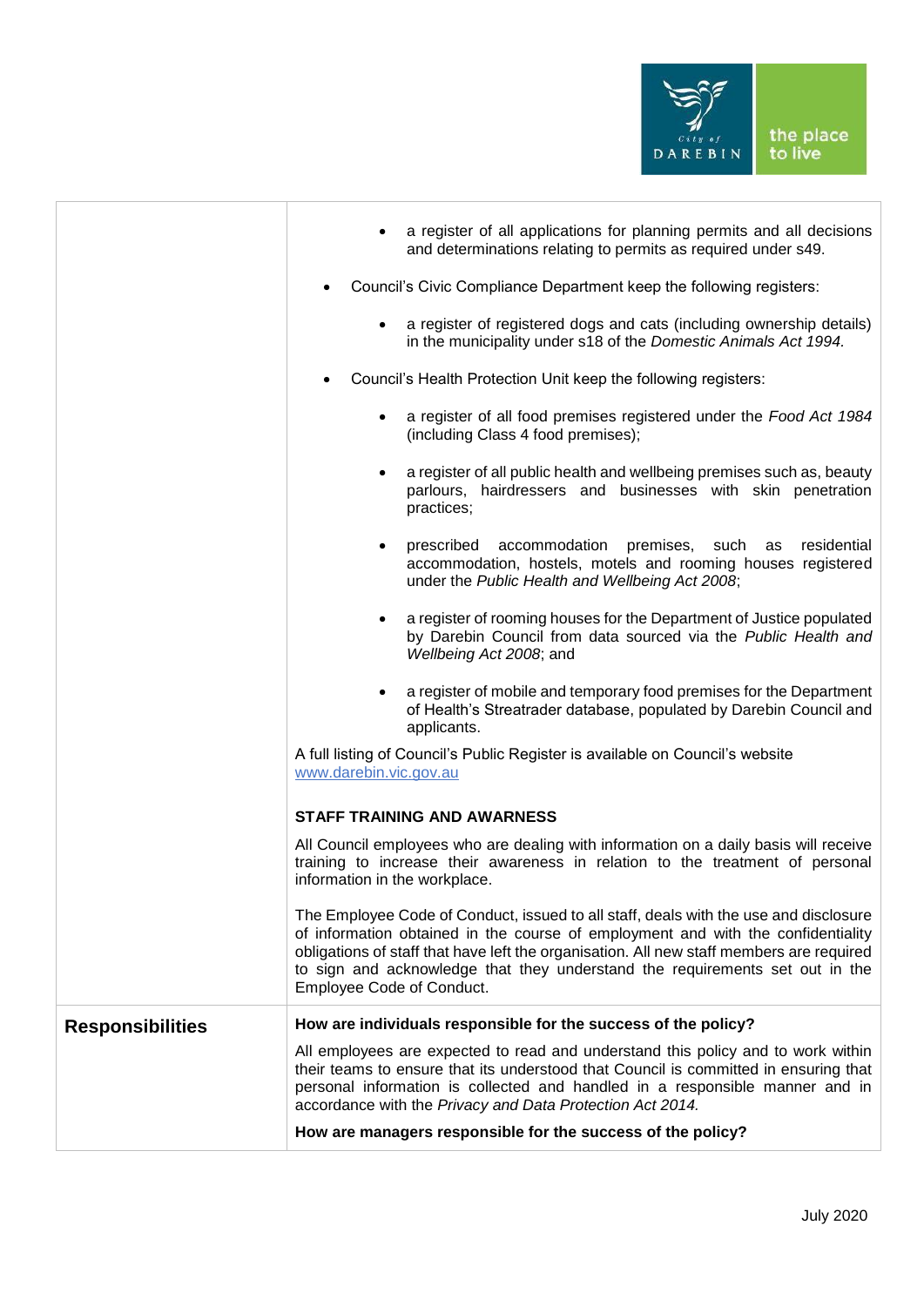| | |
|---|---|
| | - a register of all applications for planning permits and all decisions and determinations relating to permits as required under s49.<br><br>• Council's Civic Compliance Department keep the following registers:<br><br>- a register of registered dogs and cats (including ownership details) in the municipality under s18 of the *Domestic Animals Act 1994.*<br><br>• Council's Health Protection Unit keep the following registers:<br><br>- a register of all food premises registered under the *Food Act 1984* (including Class 4 food premises);<br>- a register of all public health and wellbeing premises such as, beauty parlours, hairdressers and businesses with skin penetration practices;<br>- prescribed accommodation premises, such as residential accommodation, hostels, motels and rooming houses registered under the *Public Health and Wellbeing Act 2008*;<br>- a register of rooming houses for the Department of Justice populated by Darebin Council from data sourced via the *Public Health and Wellbeing Act 2008*; and<br>- a register of mobile and temporary food premises for the Department of Health's Streatrader database, populated by Darebin Council and applicants.<br><br>A full listing of Council's Public Register is available on Council's website [www.darebin.vic.gov.au](http://www.darebin.vic.gov.au)<br><br>**STAFF TRAINING AND AWARNESS**<br><br>All Council employees who are dealing with information on a daily basis will receive training to increase their awareness in relation to the treatment of personal information in the workplace.<br><br>The Employee Code of Conduct, issued to all staff, deals with the use and disclosure of information obtained in the course of employment and with the confidentiality obligations of staff that have left the organisation. All new staff members are required to sign and acknowledge that they understand the requirements set out in the Employee Code of Conduct. |
| **Responsibilities** | **How are individuals responsible for the success of the policy?**<br><br>All employees are expected to read and understand this policy and to work within their teams to ensure that its understood that Council is committed in ensuring that personal information is collected and handled in a responsible manner and in accordance with the *Privacy and Data Protection Act 2014.*<br><br>**How are managers responsible for the success of the policy?** |

July 2020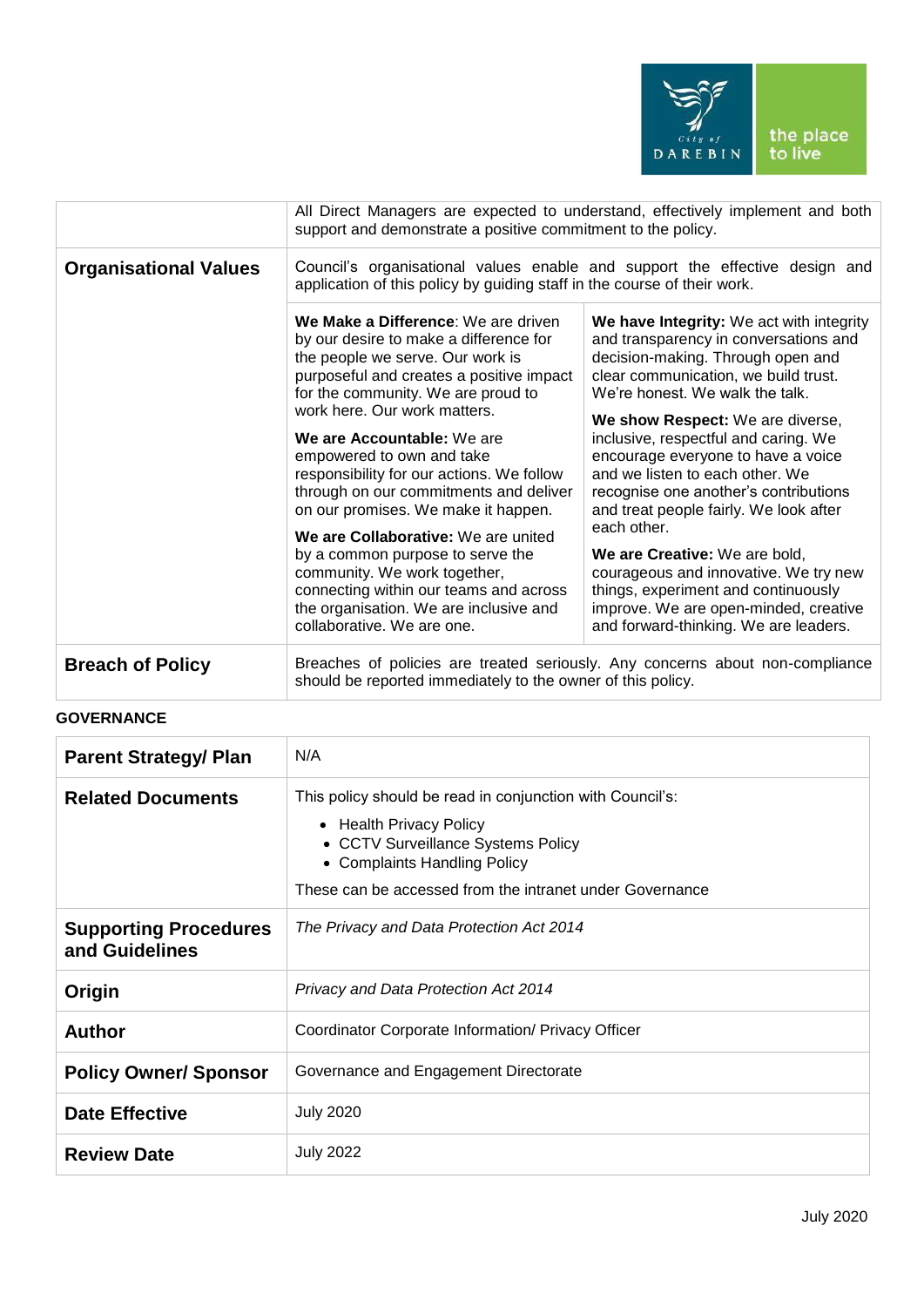| | |
|---|---|
| | All Direct Managers are expected to understand, effectively implement and both support and demonstrate a positive commitment to the policy. |
| **Organisational Values** | Council's organisational values enable and support the effective design and application of this policy by guiding staff in the course of their work. |
| | **We Make a Difference**: We are driven by our desire to make a difference for the people we serve. Our work is purposeful and creates a positive impact for the community. We are proud to work here. Our work matters.<br><br>**We are Accountable:** We are empowered to own and take responsibility for our actions. We follow through on our commitments and deliver on our promises. We make it happen.<br><br>**We are Collaborative:** We are united by a common purpose to serve the community. We work together, connecting within our teams and across the organisation. We are inclusive and collaborative. We are one.<br><br>**We have Integrity:** We act with integrity and transparency in conversations and decision-making. Through open and clear communication, we build trust. We're honest. We walk the talk.<br><br>**We show Respect:** We are diverse, inclusive, respectful and caring. We encourage everyone to have a voice and we listen to each other. We recognise one another's contributions and treat people fairly. We look after each other.<br><br>**We are Creative:** We are bold, courageous and innovative. We try new things, experiment and continuously improve. We are open-minded, creative and forward-thinking. We are leaders. |
| **Breach of Policy** | Breaches of policies are treated seriously. Any concerns about non-compliance should be reported immediately to the owner of this policy. |

**GOVERNANCE**

| | |
|---|---|
| **Parent Strategy/ Plan** | N/A |
| **Related Documents** | This policy should be read in conjunction with Council's:<br>• Health Privacy Policy<br>• CCTV Surveillance Systems Policy<br>• Complaints Handling Policy<br><br>These can be accessed from the intranet under Governance |
| **Supporting Procedures and Guidelines** | *The Privacy and Data Protection Act 2014* |
| **Origin** | *Privacy and Data Protection Act 2014* |
| **Author** | Coordinator Corporate Information/ Privacy Officer |
| **Policy Owner/ Sponsor** | Governance and Engagement Directorate |
| **Date Effective** | July 2020 |
| **Review Date** | July 2022 |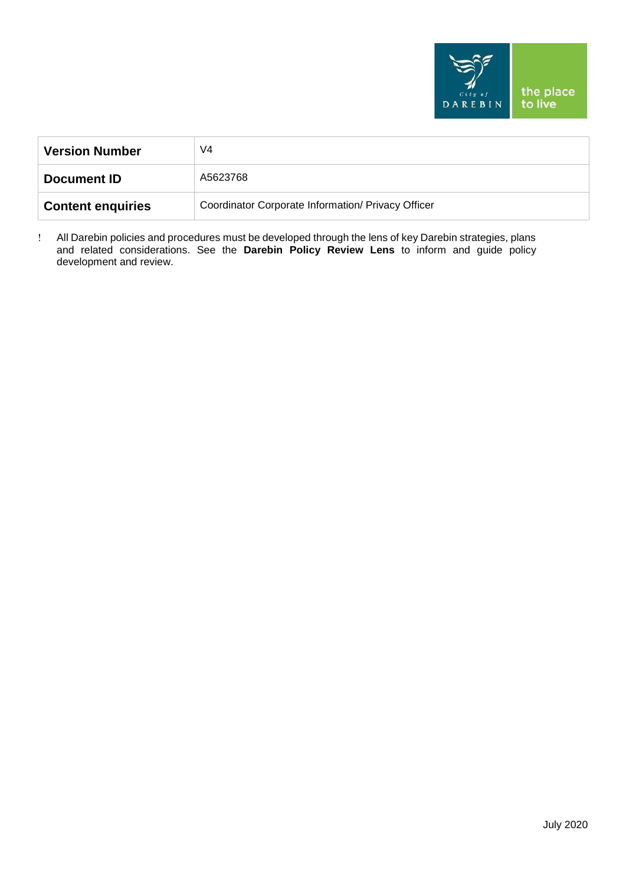| | |
|---|---|
| **Version Number** | V4 |
| **Document ID** | A5623768 |
| **Content enquiries** | Coordinator Corporate Information/ Privacy Officer |

! All Darebin policies and procedures must be developed through the lens of key Darebin strategies, plans and related considerations. See the **Darebin Policy Review Lens** to inform and guide policy development and review.

July 2020